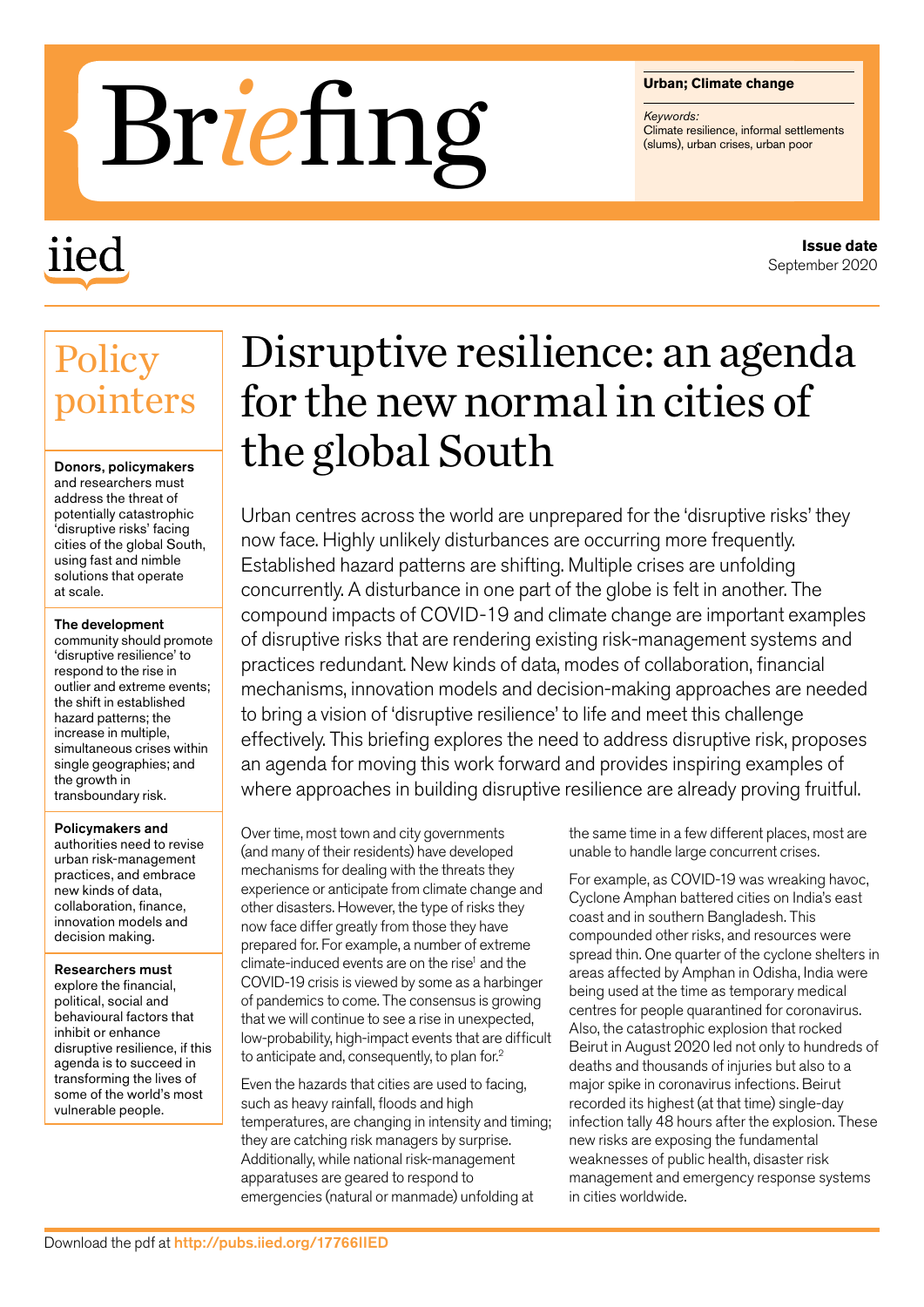# Briefing

**Urban; Climate change**

*Keywords:*
Climate resilience, informal settlements (slums), urban crises, urban poor

iied

**Issue date**
September 2020

## Policy pointers

**Donors, policymakers** and researchers must address the threat of potentially catastrophic 'disruptive risks' facing cities of the global South, using fast and nimble solutions that operate at scale.

**The development** community should promote 'disruptive resilience' to respond to the rise in outlier and extreme events; the shift in established hazard patterns; the increase in multiple, simultaneous crises within single geographies; and the growth in transboundary risk.

**Policymakers and** authorities need to revise urban risk-management practices, and embrace new kinds of data, collaboration, finance, innovation models and decision making.

**Researchers must** explore the financial, political, social and behavioural factors that inhibit or enhance disruptive resilience, if this agenda is to succeed in transforming the lives of some of the world's most vulnerable people.

# Disruptive resilience: an agenda for the new normal in cities of the global South

Urban centres across the world are unprepared for the 'disruptive risks' they now face. Highly unlikely disturbances are occurring more frequently. Established hazard patterns are shifting. Multiple crises are unfolding concurrently. A disturbance in one part of the globe is felt in another. The compound impacts of COVID-19 and climate change are important examples of disruptive risks that are rendering existing risk-management systems and practices redundant. New kinds of data, modes of collaboration, financial mechanisms, innovation models and decision-making approaches are needed to bring a vision of 'disruptive resilience' to life and meet this challenge effectively. This briefing explores the need to address disruptive risk, proposes an agenda for moving this work forward and provides inspiring examples of where approaches in building disruptive resilience are already proving fruitful.

Over time, most town and city governments (and many of their residents) have developed mechanisms for dealing with the threats they experience or anticipate from climate change and other disasters. However, the type of risks they now face differ greatly from those they have prepared for. For example, a number of extreme climate-induced events are on the rise[1] and the COVID-19 crisis is viewed by some as a harbinger of pandemics to come. The consensus is growing that we will continue to see a rise in unexpected, low-probability, high-impact events that are difficult to anticipate and, consequently, to plan for.[2]

Even the hazards that cities are used to facing, such as heavy rainfall, floods and high temperatures, are changing in intensity and timing; they are catching risk managers by surprise. Additionally, while national risk-management apparatuses are geared to respond to emergencies (natural or manmade) unfolding at the same time in a few different places, most are unable to handle large concurrent crises.

For example, as COVID-19 was wreaking havoc, Cyclone Amphan battered cities on India's east coast and in southern Bangladesh. This compounded other risks, and resources were spread thin. One quarter of the cyclone shelters in areas affected by Amphan in Odisha, India were being used at the time as temporary medical centres for people quarantined for coronavirus. Also, the catastrophic explosion that rocked Beirut in August 2020 led not only to hundreds of deaths and thousands of injuries but also to a major spike in coronavirus infections. Beirut recorded its highest (at that time) single-day infection tally 48 hours after the explosion. These new risks are exposing the fundamental weaknesses of public health, disaster risk management and emergency response systems in cities worldwide.

Download the pdf at http://pubs.iied.org/17766IIED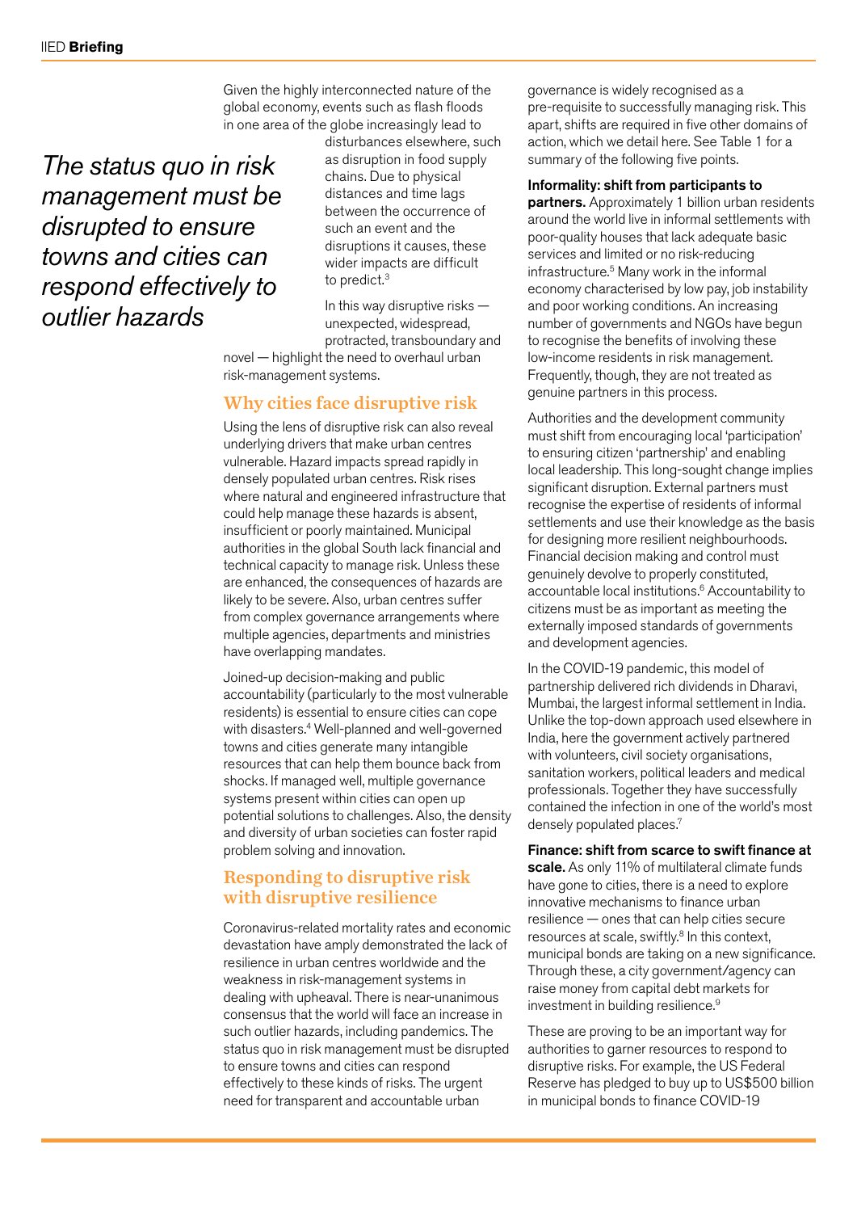Given the highly interconnected nature of the global economy, events such as flash floods in one area of the globe increasingly lead to disturbances elsewhere, such as disruption in food supply chains. Due to physical distances and time lags between the occurrence of such an event and the disruptions it causes, these wider impacts are difficult to predict.[3]

*The status quo in risk management must be disrupted to ensure towns and cities can respond effectively to outlier hazards*

In this way disruptive risks — unexpected, widespread, protracted, transboundary and novel — highlight the need to overhaul urban risk-management systems.

## Why cities face disruptive risk

Using the lens of disruptive risk can also reveal underlying drivers that make urban centres vulnerable. Hazard impacts spread rapidly in densely populated urban centres. Risk rises where natural and engineered infrastructure that could help manage these hazards is absent, insufficient or poorly maintained. Municipal authorities in the global South lack financial and technical capacity to manage risk. Unless these are enhanced, the consequences of hazards are likely to be severe. Also, urban centres suffer from complex governance arrangements where multiple agencies, departments and ministries have overlapping mandates.

Joined-up decision-making and public accountability (particularly to the most vulnerable residents) is essential to ensure cities can cope with disasters.[4] Well-planned and well-governed towns and cities generate many intangible resources that can help them bounce back from shocks. If managed well, multiple governance systems present within cities can open up potential solutions to challenges. Also, the density and diversity of urban societies can foster rapid problem solving and innovation.

## Responding to disruptive risk with disruptive resilience

Coronavirus-related mortality rates and economic devastation have amply demonstrated the lack of resilience in urban centres worldwide and the weakness in risk-management systems in dealing with upheaval. There is near-unanimous consensus that the world will face an increase in such outlier hazards, including pandemics. The status quo in risk management must be disrupted to ensure towns and cities can respond effectively to these kinds of risks. The urgent need for transparent and accountable urban governance is widely recognised as a pre-requisite to successfully managing risk. This apart, shifts are required in five other domains of action, which we detail here. See Table 1 for a summary of the following five points.

**Informality: shift from participants to partners.** Approximately 1 billion urban residents around the world live in informal settlements with poor-quality houses that lack adequate basic services and limited or no risk-reducing infrastructure.[5] Many work in the informal economy characterised by low pay, job instability and poor working conditions. An increasing number of governments and NGOs have begun to recognise the benefits of involving these low-income residents in risk management. Frequently, though, they are not treated as genuine partners in this process.

Authorities and the development community must shift from encouraging local 'participation' to ensuring citizen 'partnership' and enabling local leadership. This long-sought change implies significant disruption. External partners must recognise the expertise of residents of informal settlements and use their knowledge as the basis for designing more resilient neighbourhoods. Financial decision making and control must genuinely devolve to properly constituted, accountable local institutions.[6] Accountability to citizens must be as important as meeting the externally imposed standards of governments and development agencies.

In the COVID-19 pandemic, this model of partnership delivered rich dividends in Dharavi, Mumbai, the largest informal settlement in India. Unlike the top-down approach used elsewhere in India, here the government actively partnered with volunteers, civil society organisations, sanitation workers, political leaders and medical professionals. Together they have successfully contained the infection in one of the world's most densely populated places.[7]

**Finance: shift from scarce to swift finance at scale.** As only 11% of multilateral climate funds have gone to cities, there is a need to explore innovative mechanisms to finance urban resilience — ones that can help cities secure resources at scale, swiftly.[8] In this context, municipal bonds are taking on a new significance. Through these, a city government/agency can raise money from capital debt markets for investment in building resilience.[9]

These are proving to be an important way for authorities to garner resources to respond to disruptive risks. For example, the US Federal Reserve has pledged to buy up to US$500 billion in municipal bonds to finance COVID-19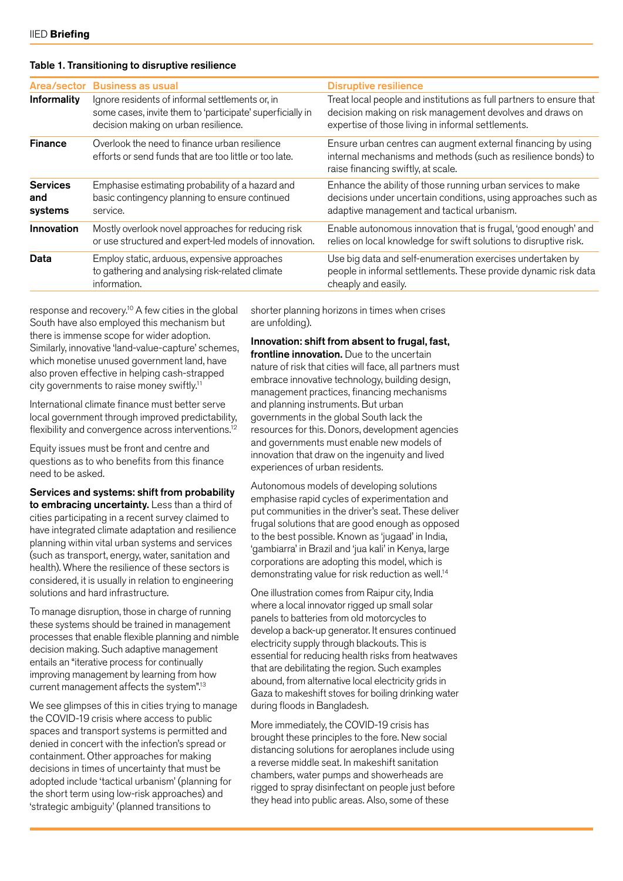**Table 1. Transitioning to disruptive resilience**

| Area/sector | Business as usual | Disruptive resilience |
|---|---|---|
| **Informality** | Ignore residents of informal settlements or, in some cases, invite them to 'participate' superficially in decision making on urban resilience. | Treat local people and institutions as full partners to ensure that decision making on risk management devolves and draws on expertise of those living in informal settlements. |
| **Finance** | Overlook the need to finance urban resilience efforts or send funds that are too little or too late. | Ensure urban centres can augment external financing by using internal mechanisms and methods (such as resilience bonds) to raise financing swiftly, at scale. |
| **Services and systems** | Emphasise estimating probability of a hazard and basic contingency planning to ensure continued service. | Enhance the ability of those running urban services to make decisions under uncertain conditions, using approaches such as adaptive management and tactical urbanism. |
| **Innovation** | Mostly overlook novel approaches for reducing risk or use structured and expert-led models of innovation. | Enable autonomous innovation that is frugal, 'good enough' and relies on local knowledge for swift solutions to disruptive risk. |
| **Data** | Employ static, arduous, expensive approaches to gathering and analysing risk-related climate information. | Use big data and self-enumeration exercises undertaken by people in informal settlements. These provide dynamic risk data cheaply and easily. |

response and recovery.[10] A few cities in the global South have also employed this mechanism but there is immense scope for wider adoption. Similarly, innovative 'land-value-capture' schemes, which monetise unused government land, have also proven effective in helping cash-strapped city governments to raise money swiftly.[11]

International climate finance must better serve local government through improved predictability, flexibility and convergence across interventions.[12]

Equity issues must be front and centre and questions as to who benefits from this finance need to be asked.

**Services and systems: shift from probability to embracing uncertainty.** Less than a third of cities participating in a recent survey claimed to have integrated climate adaptation and resilience planning within vital urban systems and services (such as transport, energy, water, sanitation and health). Where the resilience of these sectors is considered, it is usually in relation to engineering solutions and hard infrastructure.

To manage disruption, those in charge of running these systems should be trained in management processes that enable flexible planning and nimble decision making. Such adaptive management entails an "iterative process for continually improving management by learning from how current management affects the system".[13]

We see glimpses of this in cities trying to manage the COVID-19 crisis where access to public spaces and transport systems is permitted and denied in concert with the infection's spread or containment. Other approaches for making decisions in times of uncertainty that must be adopted include 'tactical urbanism' (planning for the short term using low-risk approaches) and 'strategic ambiguity' (planned transitions to shorter planning horizons in times when crises are unfolding).

**Innovation: shift from absent to frugal, fast, frontline innovation.** Due to the uncertain nature of risk that cities will face, all partners must embrace innovative technology, building design, management practices, financing mechanisms and planning instruments. But urban governments in the global South lack the resources for this. Donors, development agencies and governments must enable new models of innovation that draw on the ingenuity and lived experiences of urban residents.

Autonomous models of developing solutions emphasise rapid cycles of experimentation and put communities in the driver's seat. These deliver frugal solutions that are good enough as opposed to the best possible. Known as 'jugaad' in India, 'gambiarra' in Brazil and 'jua kali' in Kenya, large corporations are adopting this model, which is demonstrating value for risk reduction as well.[14]

One illustration comes from Raipur city, India where a local innovator rigged up small solar panels to batteries from old motorcycles to develop a back-up generator. It ensures continued electricity supply through blackouts. This is essential for reducing health risks from heatwaves that are debilitating the region. Such examples abound, from alternative local electricity grids in Gaza to makeshift stoves for boiling drinking water during floods in Bangladesh.

More immediately, the COVID-19 crisis has brought these principles to the fore. New social distancing solutions for aeroplanes include using a reverse middle seat. In makeshift sanitation chambers, water pumps and showerheads are rigged to spray disinfectant on people just before they head into public areas. Also, some of these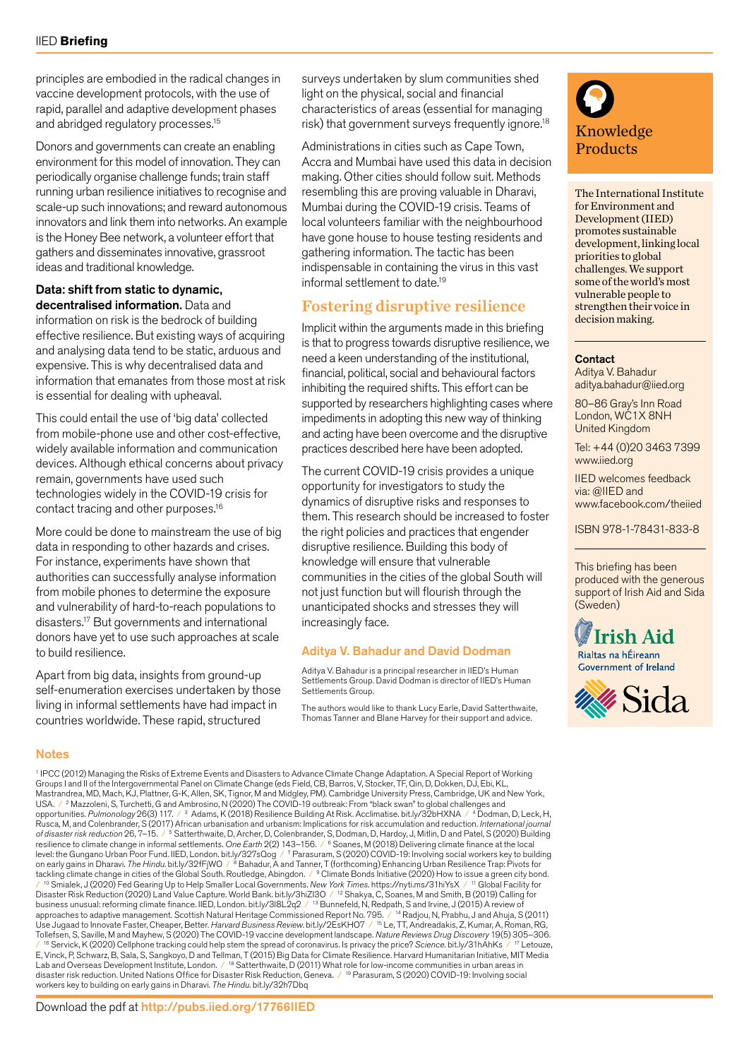principles are embodied in the radical changes in vaccine development protocols, with the use of rapid, parallel and adaptive development phases and abridged regulatory processes.[15]

Donors and governments can create an enabling environment for this model of innovation. They can periodically organise challenge funds; train staff running urban resilience initiatives to recognise and scale-up such innovations; and reward autonomous innovators and link them into networks. An example is the Honey Bee network, a volunteer effort that gathers and disseminates innovative, grassroot ideas and traditional knowledge.

**Data: shift from static to dynamic, decentralised information.** Data and information on risk is the bedrock of building effective resilience. But existing ways of acquiring and analysing data tend to be static, arduous and expensive. This is why decentralised data and information that emanates from those most at risk is essential for dealing with upheaval.

This could entail the use of 'big data' collected from mobile-phone use and other cost-effective, widely available information and communication devices. Although ethical concerns about privacy remain, governments have used such technologies widely in the COVID-19 crisis for contact tracing and other purposes.[16]

More could be done to mainstream the use of big data in responding to other hazards and crises. For instance, experiments have shown that authorities can successfully analyse information from mobile phones to determine the exposure and vulnerability of hard-to-reach populations to disasters.[17] But governments and international donors have yet to use such approaches at scale to build resilience.

Apart from big data, insights from ground-up self-enumeration exercises undertaken by those living in informal settlements have had impact in countries worldwide. These rapid, structured surveys undertaken by slum communities shed light on the physical, social and financial characteristics of areas (essential for managing risk) that government surveys frequently ignore.[18]

Administrations in cities such as Cape Town, Accra and Mumbai have used this data in decision making. Other cities should follow suit. Methods resembling this are proving valuable in Dharavi, Mumbai during the COVID-19 crisis. Teams of local volunteers familiar with the neighbourhood have gone house to house testing residents and gathering information. The tactic has been indispensable in containing the virus in this vast informal settlement to date.[19]

## Fostering disruptive resilience

Implicit within the arguments made in this briefing is that to progress towards disruptive resilience, we need a keen understanding of the institutional, financial, political, social and behavioural factors inhibiting the required shifts. This effort can be supported by researchers highlighting cases where impediments in adopting this new way of thinking and acting have been overcome and the disruptive practices described here have been adopted.

The current COVID-19 crisis provides a unique opportunity for investigators to study the dynamics of disruptive risks and responses to them. This research should be increased to foster the right policies and practices that engender disruptive resilience. Building this body of knowledge will ensure that vulnerable communities in the cities of the global South will not just function but will flourish through the unanticipated shocks and stresses they will increasingly face.

### Aditya V. Bahadur and David Dodman

Aditya V. Bahadur is a principal researcher in IIED's Human Settlements Group. David Dodman is director of IIED's Human Settlements Group.

The authors would like to thank Lucy Earle, David Satterthwaite, Thomas Tanner and Blane Harvey for their support and advice.

## Knowledge Products

The International Institute for Environment and Development (IIED) promotes sustainable development, linking local priorities to global challenges. We support some of the world's most vulnerable people to strengthen their voice in decision making.

**Contact**
Aditya V. Bahadur
aditya.bahadur@iied.org

80–86 Gray's Inn Road
London, WC1X 8NH
United Kingdom

Tel: +44 (0)20 3463 7399
www.iied.org

IIED welcomes feedback via: @IIED and www.facebook.com/theiied

ISBN 978-1-78431-833-8

This briefing has been produced with the generous support of Irish Aid and Sida (Sweden)

Irish Aid
Rialtas na hÉireann
Government of Ireland

Sida

## Notes

[1] IPCC (2012) Managing the Risks of Extreme Events and Disasters to Advance Climate Change Adaptation. A Special Report of Working Groups I and II of the Intergovernmental Panel on Climate Change (eds Field, CB, Barros, V, Stocker, TF, Qin, D, Dokken, DJ, Ebi, KL, Mastrandrea, MD, Mach, KJ, Plattner, G-K, Allen, SK, Tignor, M and Midgley, PM). Cambridge University Press, Cambridge, UK and New York, USA. / [2] Mazzoleni, S, Turchetti, G and Ambrosino, N (2020) The COVID-19 outbreak: From "black swan" to global challenges and opportunities. *Pulmonology* 26(3) 117. / [3] Adams, K (2018) Resilience Building At Risk. Acclimatise. bit.ly/32bHXNA / [4] Dodman, D, Leck, H, Rusca, M, and Colenbrander, S (2017) African urbanisation and urbanism: Implications for risk accumulation and reduction. *International journal of disaster risk reduction* 26, 7–15. / [5] Satterthwaite, D, Archer, D, Colenbrander, S, Dodman, D, Hardoy, J, Mitlin, D and Patel, S (2020) Building resilience to climate change in informal settlements. *One Earth* 2(2) 143–156. / [6] Soanes, M (2018) Delivering climate finance at the local level: the Gungano Urban Poor Fund. IIED, London. bit.ly/327sOog / [7] Parasuram, S (2020) COVID-19: Involving social workers key to building on early gains in Dharavi. *The Hindu*. bit.ly/32fFjWO / [8] Bahadur, A and Tanner, T (forthcoming) Enhancing Urban Resilience Trap: Pivots for tackling climate change in cities of the Global South. Routledge, Abingdon. / [9] Climate Bonds Initiative (2020) How to issue a green city bond. / [10] Smialek, J (2020) Fed Gearing Up to Help Smaller Local Governments. *New York Times*. https://nyti.ms/31hiYsX / [11] Global Facility for Disaster Risk Reduction (2020) Land Value Capture. World Bank. bit.ly/3hiZl3O / [12] Shakya, C, Soanes, M and Smith, B (2019) Calling for business unusual: reforming climate finance. IIED, London. bit.ly/3l8L2q2 / [13] Bunnefeld, N, Redpath, S and Irvine, J (2015) A review of approaches to adaptive management. Scottish Natural Heritage Commissioned Report No. 795. / [14] Radjou, N, Prabhu, J and Ahuja, S (2011) Use Jugaad to Innovate Faster, Cheaper, Better. *Harvard Business Review*. bit.ly/2EsKHO7 / [15] Le, TT, Andreadakis, Z, Kumar, A, Roman, RG, Tollefsen, S, Saville, M and Mayhew, S (2020) The COVID-19 vaccine development landscape. *Nature Reviews Drug Discovery* 19(5) 305–306. / [16] Servick, K (2020) Cellphone tracking could help stem the spread of coronavirus. Is privacy the price? *Science*. bit.ly/31hAhKs / [17] Letouze, E, Vinck, P, Schwarz, B, Sala, S, Sangkoyo, D and Tellman, T (2015) Big Data for Climate Resilience. Harvard Humanitarian Initiative, MIT Media Lab and Overseas Development Institute, London. / [18] Satterthwaite, D (2011) What role for low-income communities in urban areas in disaster risk reduction. United Nations Office for Disaster Risk Reduction, Geneva. / [19] Parasuram, S (2020) COVID-19: Involving social workers key to building on early gains in Dharavi. *The Hindu*. bit.ly/32h7Dbq

Download the pdf at http://pubs.iied.org/17766IIED